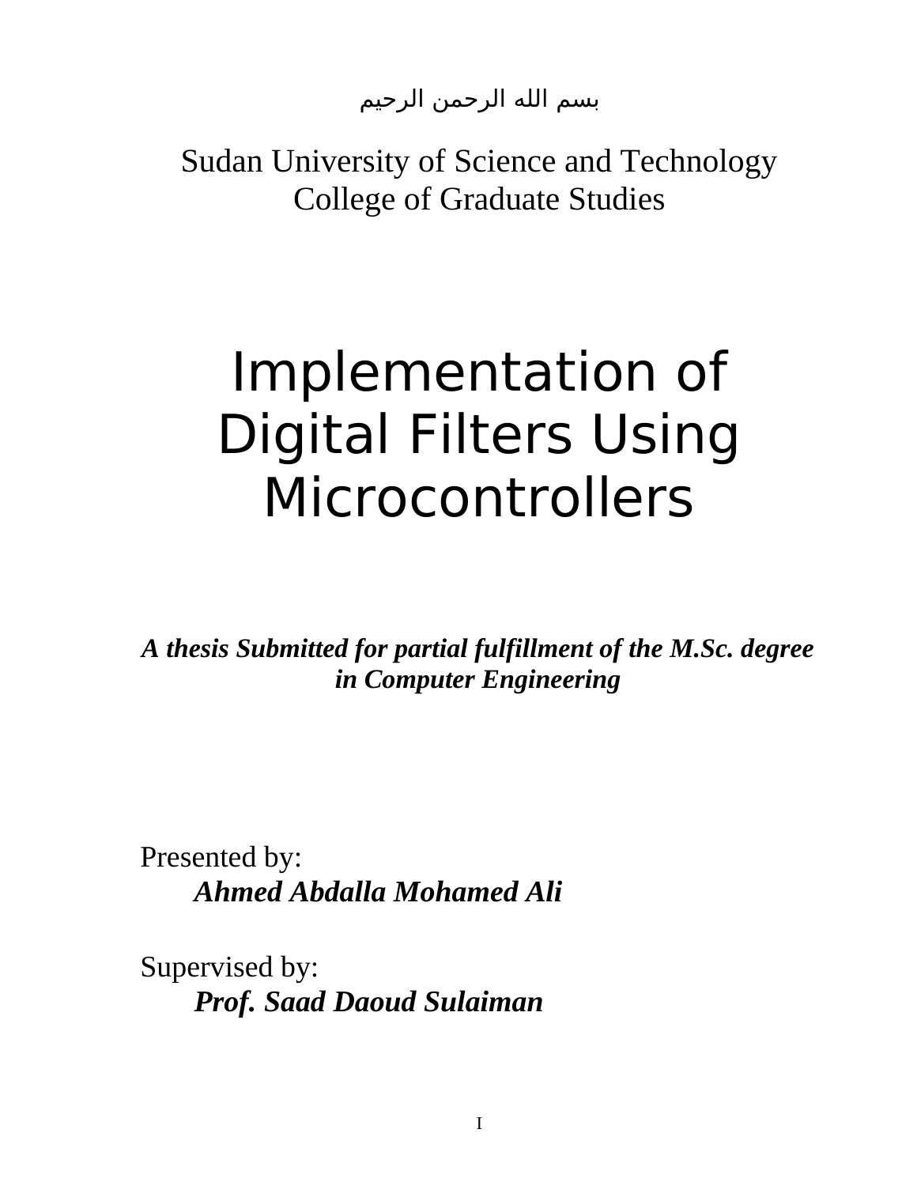بسم الله الرحمن الرحيم

Sudan University of Science and Technology
College of Graduate Studies

# Implementation of Digital Filters Using Microcontrollers

***A thesis Submitted for partial fulfillment of the M.Sc. degree in Computer Engineering***

Presented by:
***Ahmed Abdalla Mohamed Ali***

Supervised by:
***Prof. Saad Daoud Sulaiman***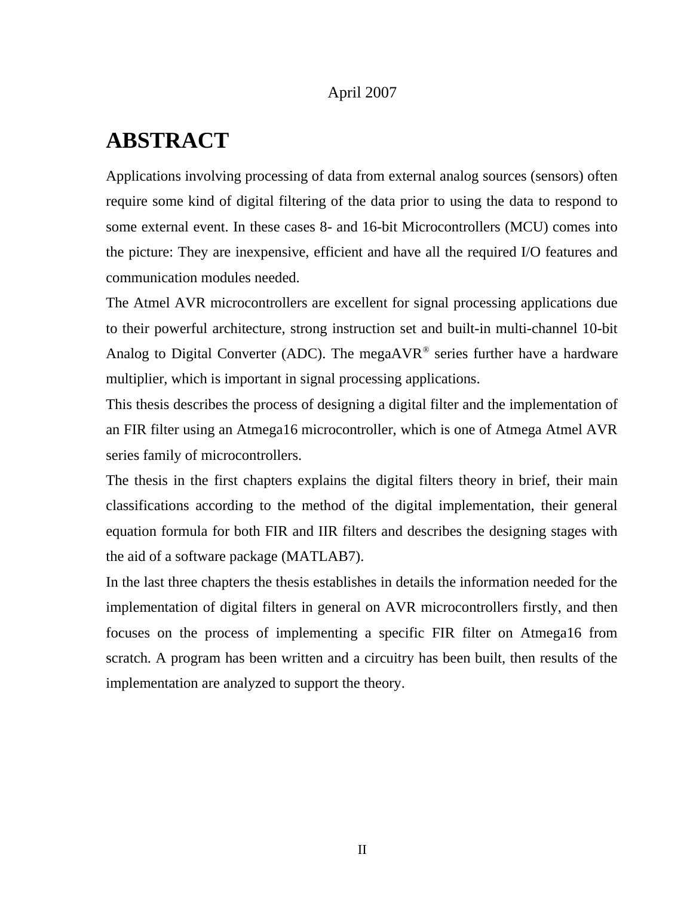April 2007

# ABSTRACT

Applications involving processing of data from external analog sources (sensors) often require some kind of digital filtering of the data prior to using the data to respond to some external event. In these cases 8- and 16-bit Microcontrollers (MCU) comes into the picture: They are inexpensive, efficient and have all the required I/O features and communication modules needed.

The Atmel AVR microcontrollers are excellent for signal processing applications due to their powerful architecture, strong instruction set and built-in multi-channel 10-bit Analog to Digital Converter (ADC). The megaAVR® series further have a hardware multiplier, which is important in signal processing applications.

This thesis describes the process of designing a digital filter and the implementation of an FIR filter using an Atmega16 microcontroller, which is one of Atmega Atmel AVR series family of microcontrollers.

The thesis in the first chapters explains the digital filters theory in brief, their main classifications according to the method of the digital implementation, their general equation formula for both FIR and IIR filters and describes the designing stages with the aid of a software package (MATLAB7).

In the last three chapters the thesis establishes in details the information needed for the implementation of digital filters in general on AVR microcontrollers firstly, and then focuses on the process of implementing a specific FIR filter on Atmega16 from scratch. A program has been written and a circuitry has been built, then results of the implementation are analyzed to support the theory.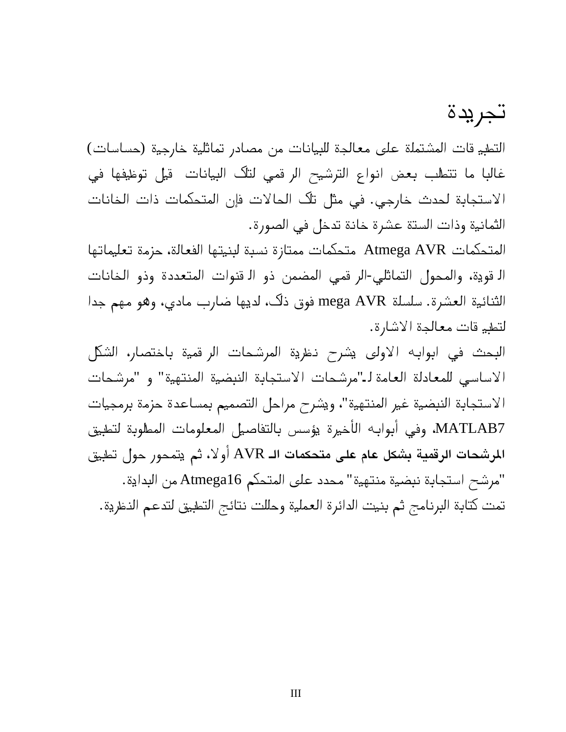# تجريدة

التطبيقات المشتملة على معالجة للبيانات من مصادر تماثلية خارجية (حساسات) غالبا ما تتطلب بعض انواع الترشيح الرقمي لتلك البيانات قبل توظيفها في الاستجابة لحدث خارجي. في مثل تلك الحالات فإن المتحكمات ذات الخانات الثمانية وذات الستة عشرة خانة تدخل في الصورة.

المتحكمات Atmega AVR متحكمات ممتازة نسبة لبنيتها الفعالة، حزمة تعليماتها القوية، والمحول التماثلي-الرقمي المضمن ذو القنوات المتعددة وذو الخانات الثنائية العشرة. سلسلة mega AVR فوق ذلك، لديها ضارب مادي، وهو مهم جدا لتطبيقات معالجة الاشارة.

البحث في ابوابه الاولى يشرح نظرية المرشحات الرقمية باختصار، الشكل الاساسي للمعادلة العامة لـ"مرشحات الاستجابة النبضية المنتهية" و "مرشحات الاستجابة النبضية غير المنتهية"، ويشرح مراحل التصميم بمساعدة حزمة برمجيات MATLAB7، وفي أبوابه الأخيرة يؤسس بالتفاصيل المعلومات المطلوبة لتطبيق **المرشحات الرقمية بشكل عام على متحكمات الـ** AVR أولا، ثم يتمحور حول تطبيق "مرشح استجابة نبضية منتهية" محدد على المتحكم Atmega16 من البداية.

تمت كتابة البرنامج ثم بنيت الدائرة العملية وحللت نتائج التطبيق لتدعم النظرية.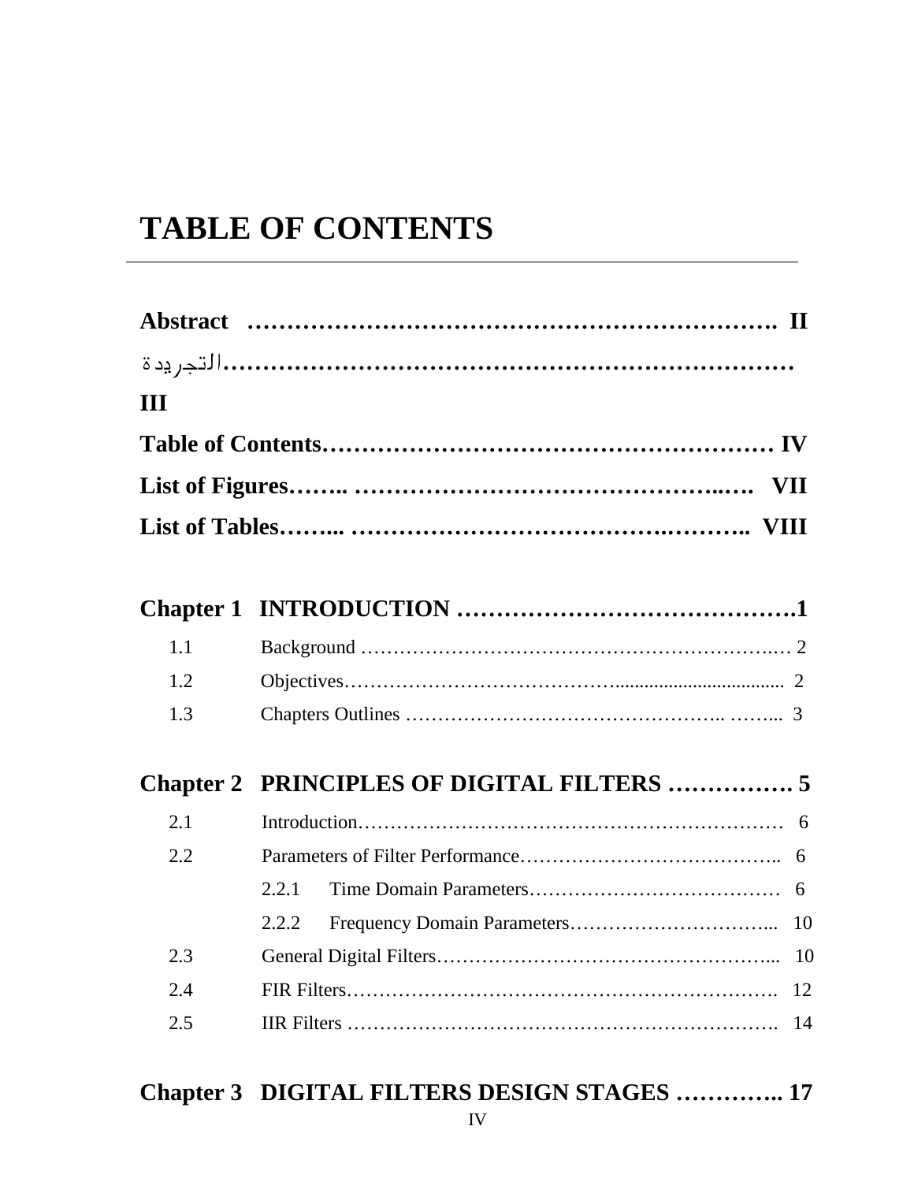# TABLE OF CONTENTS

**Abstract ………………………………………………………. II**

**التجريدة…………………………………………………………… III**

**Table of Contents………………………………………………… IV**

**List of Figures…….. ……………………………………..…. VII**

**List of Tables……... ……………………………….……….. VIII**

**Chapter 1 INTRODUCTION …………………………………….1**

| | | |
|---|---|---|
| 1.1 | Background ………………………………………………….… | 2 |
| 1.2 | Objectives……………………………….................................... | 2 |
| 1.3 | Chapters Outlines ……………………………………….. ……... | 3 |

**Chapter 2 PRINCIPLES OF DIGITAL FILTERS ……………. 5**

| | | | |
|---|---|---|---|
| 2.1 | Introduction………………………………………………………… | | 6 |
| 2.2 | Parameters of Filter Performance………………………………….. | | 6 |
| | 2.2.1 | Time Domain Parameters………………………………… | 6 |
| | 2.2.2 | Frequency Domain Parameters…………………………... | 10 |
| 2.3 | General Digital Filters…………………………………………….... | | 10 |
| 2.4 | FIR Filters…………………………………………………………. | | 12 |
| 2.5 | IIR Filters …………………………………………………………. | | 14 |

**Chapter 3 DIGITAL FILTERS DESIGN STAGES ………….. 17**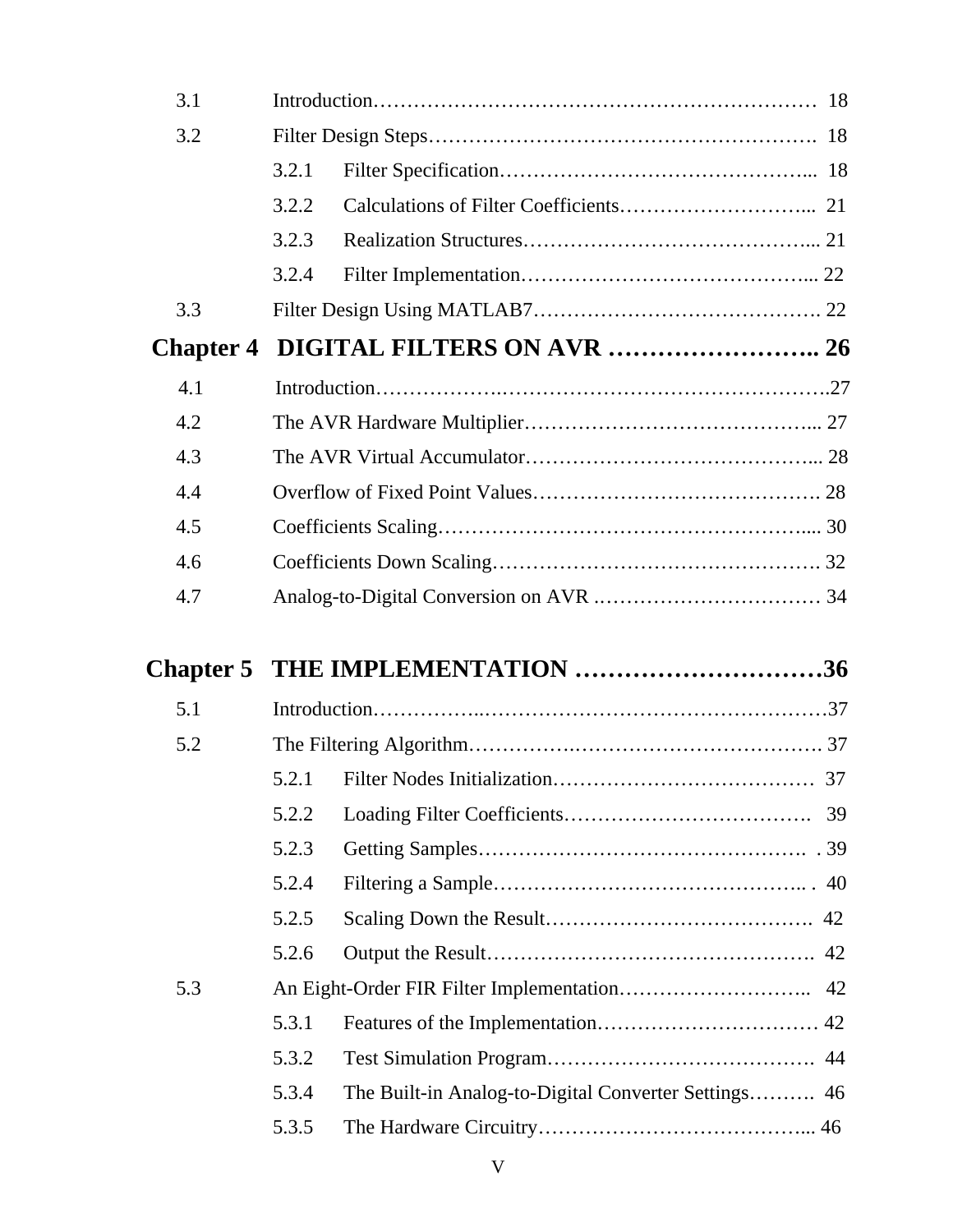3.1 Introduction…………………………………………………………… 18

3.2 Filter Design Steps………………………………………………… 18

  3.2.1 Filter Specification……………………………………... 18

  3.2.2 Calculations of Filter Coefficients……………………... 21

  3.2.3 Realization Structures…………………………………... 21

  3.2.4 Filter Implementation…………………………………... 22

3.3 Filter Design Using MATLAB7……………………………………. 22

## Chapter 4 DIGITAL FILTERS ON AVR …………………….. 26

4.1 Introduction……………….…………………………………………..27

4.2 The AVR Hardware Multiplier……………………………………... 27

4.3 The AVR Virtual Accumulator……………………………………... 28

4.4 Overflow of Fixed Point Values……………………………………. 28

4.5 Coefficients Scaling……………………………………………….... 30

4.6 Coefficients Down Scaling…………………………………………. 32

4.7 Analog-to-Digital Conversion on AVR .…………………………… 34

## Chapter 5 THE IMPLEMENTATION …………………………36

5.1 Introduction……………..……………………………………………37

5.2 The Filtering Algorithm……………….……………………………. 37

  5.2.1 Filter Nodes Initialization………………………………… 37

  5.2.2 Loading Filter Coefficients………………………………. 39

  5.2.3 Getting Samples………………………………………… . 39

  5.2.4 Filtering a Sample……………………………………….. . 40

  5.2.5 Scaling Down the Result…………………………………. 42

  5.2.6 Output the Result…………………………………………. 42

5.3 An Eight-Order FIR Filter Implementation……………………….. 42

  5.3.1 Features of the Implementation…………………………… 42

  5.3.2 Test Simulation Program…………………………………. 44

  5.3.4 The Built-in Analog-to-Digital Converter Settings………. 46

  5.3.5 The Hardware Circuitry…………………………………... 46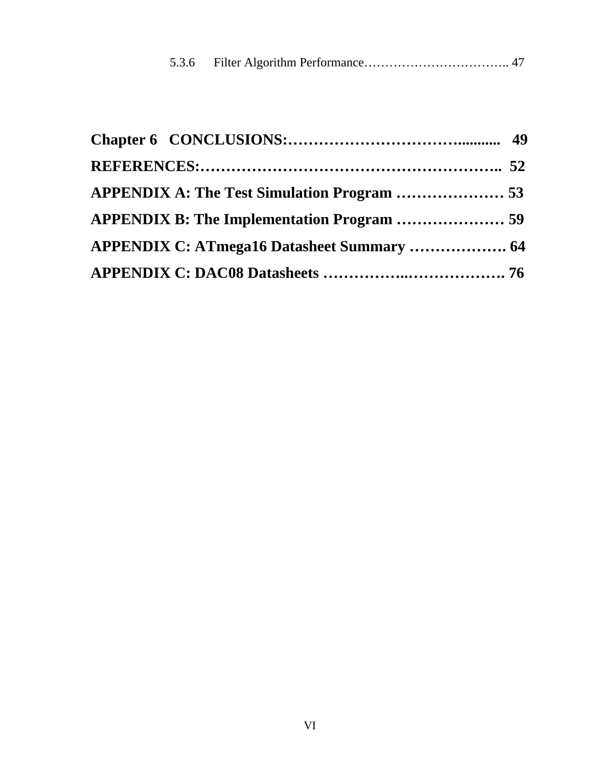5.3.6 Filter Algorithm Performance…………………………….. 47

**Chapter 6 CONCLUSIONS:………………………………........... 49**

**REFERENCES:………………………………………………….. 52**

**APPENDIX A: The Test Simulation Program ………………… 53**

**APPENDIX B: The Implementation Program ………………… 59**

**APPENDIX C: ATmega16 Datasheet Summary ………………. 64**

**APPENDIX C: DAC08 Datasheets ……………..………………. 76**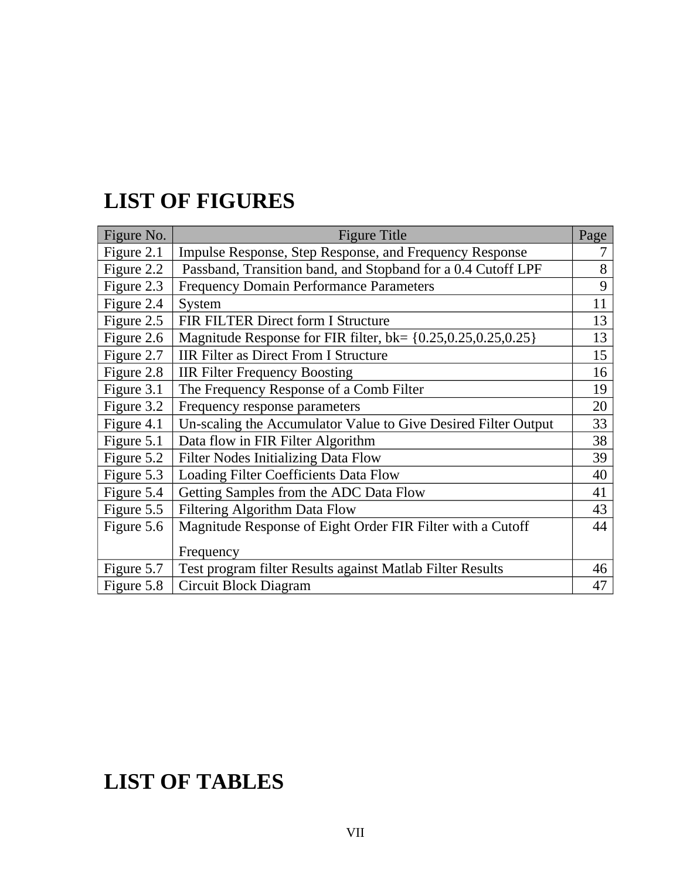# LIST OF FIGURES

| Figure No. | Figure Title | Page |
|---|---|---|
| Figure 2.1 | Impulse Response, Step Response, and Frequency Response | 7 |
| Figure 2.2 | Passband, Transition band, and Stopband for a 0.4 Cutoff LPF | 8 |
| Figure 2.3 | Frequency Domain Performance Parameters | 9 |
| Figure 2.4 | System | 11 |
| Figure 2.5 | FIR FILTER Direct form I Structure | 13 |
| Figure 2.6 | Magnitude Response for FIR filter, bk= {0.25,0.25,0.25,0.25} | 13 |
| Figure 2.7 | IIR Filter as Direct From I Structure | 15 |
| Figure 2.8 | IIR Filter Frequency Boosting | 16 |
| Figure 3.1 | The Frequency Response of a Comb Filter | 19 |
| Figure 3.2 | Frequency response parameters | 20 |
| Figure 4.1 | Un-scaling the Accumulator Value to Give Desired Filter Output | 33 |
| Figure 5.1 | Data flow in FIR Filter Algorithm | 38 |
| Figure 5.2 | Filter Nodes Initializing Data Flow | 39 |
| Figure 5.3 | Loading Filter Coefficients Data Flow | 40 |
| Figure 5.4 | Getting Samples from the ADC Data Flow | 41 |
| Figure 5.5 | Filtering Algorithm Data Flow | 43 |
| Figure 5.6 | Magnitude Response of Eight Order FIR Filter with a Cutoff Frequency | 44 |
| Figure 5.7 | Test program filter Results against Matlab Filter Results | 46 |
| Figure 5.8 | Circuit Block Diagram | 47 |

# LIST OF TABLES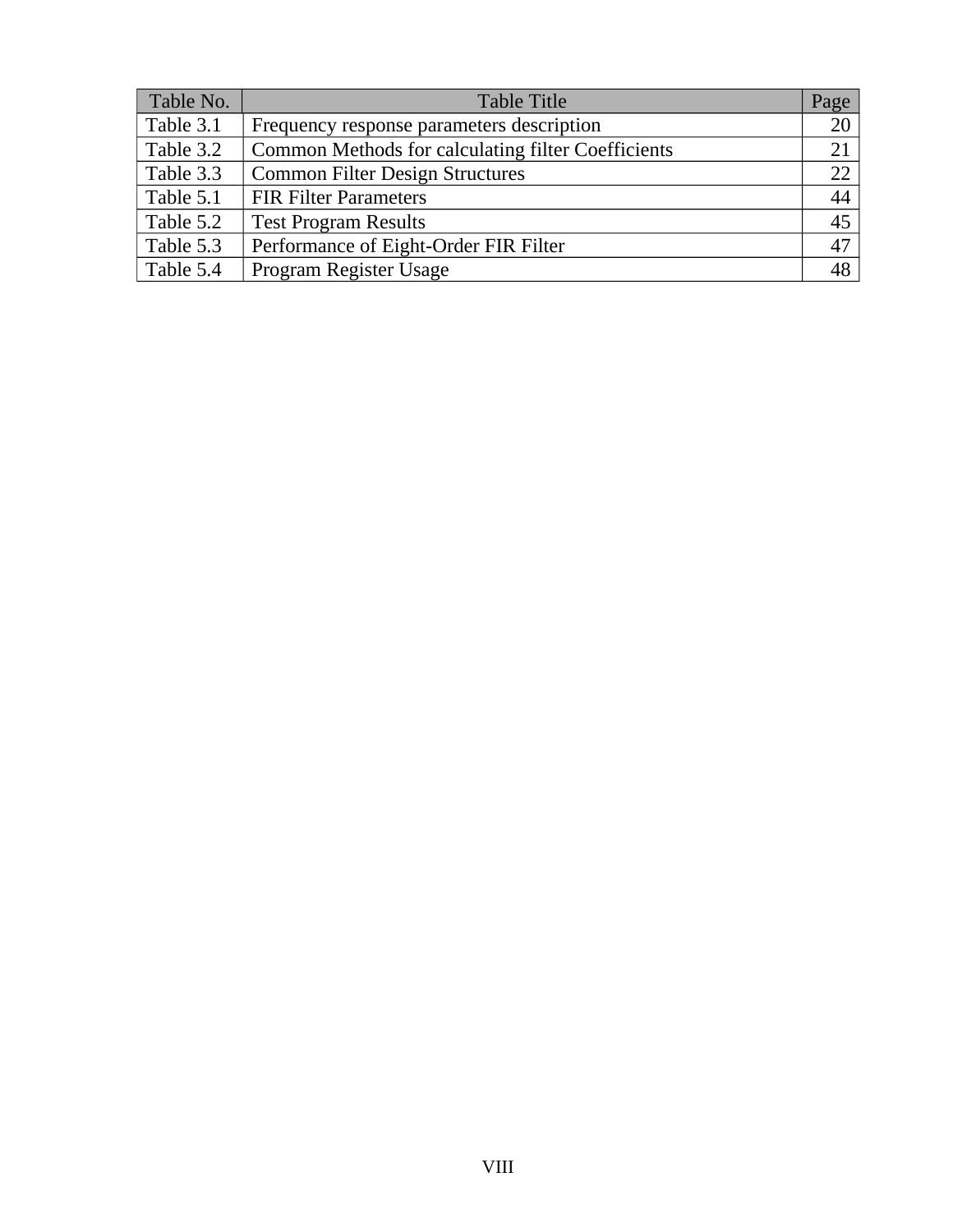| Table No. | Table Title | Page |
|---|---|---|
| Table 3.1 | Frequency response parameters description | 20 |
| Table 3.2 | Common Methods for calculating filter Coefficients | 21 |
| Table 3.3 | Common Filter Design Structures | 22 |
| Table 5.1 | FIR Filter Parameters | 44 |
| Table 5.2 | Test Program Results | 45 |
| Table 5.3 | Performance of Eight-Order FIR Filter | 47 |
| Table 5.4 | Program Register Usage | 48 |